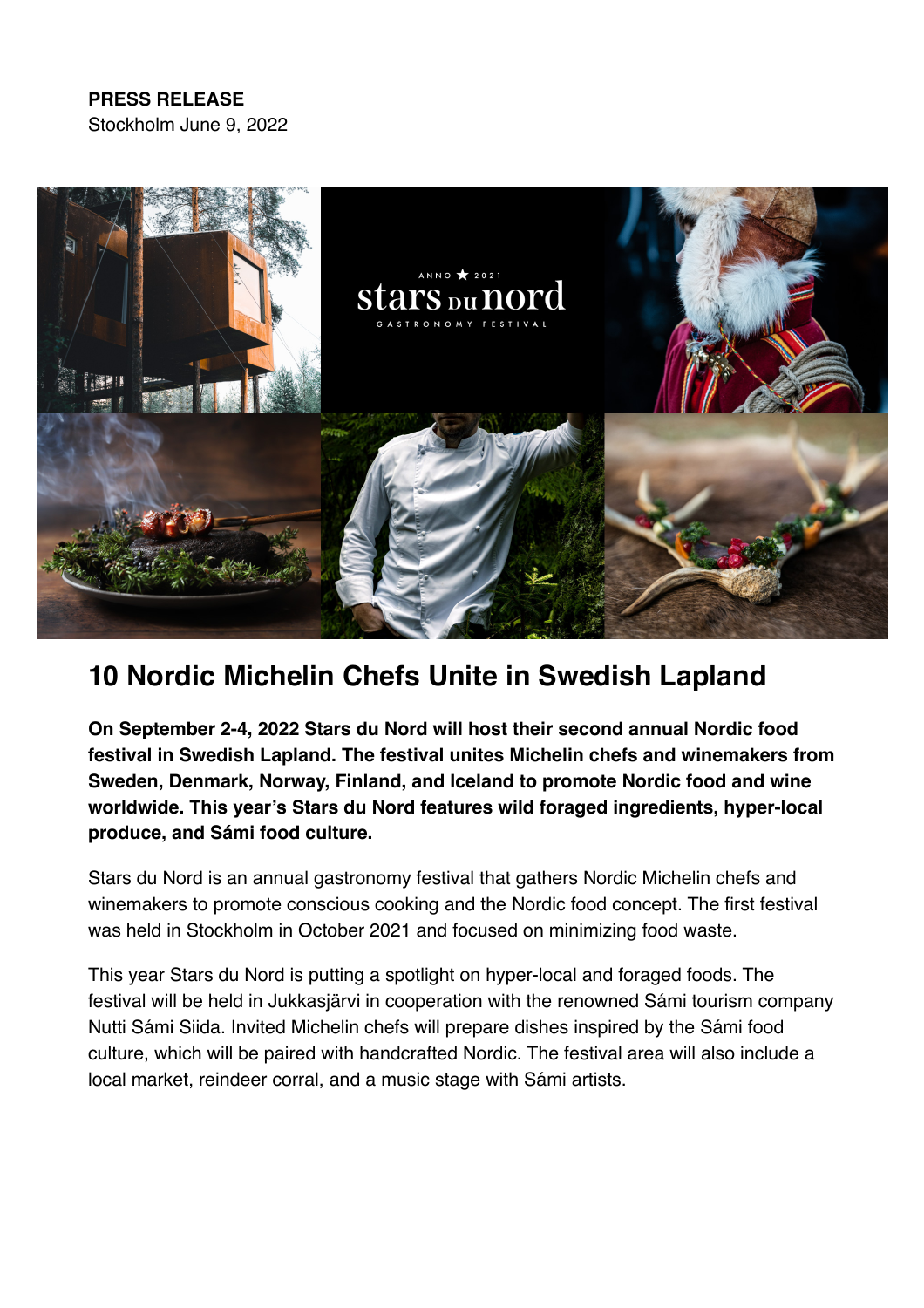**PRESS RELEASE**
Stockholm June 9, 2022

# 10 Nordic Michelin Chefs Unite in Swedish Lapland

**On September 2-4, 2022 Stars du Nord will host their second annual Nordic food festival in Swedish Lapland. The festival unites Michelin chefs and winemakers from Sweden, Denmark, Norway, Finland, and Iceland to promote Nordic food and wine worldwide. This year's Stars du Nord features wild foraged ingredients, hyper-local produce, and Sámi food culture.**

Stars du Nord is an annual gastronomy festival that gathers Nordic Michelin chefs and winemakers to promote conscious cooking and the Nordic food concept. The first festival was held in Stockholm in October 2021 and focused on minimizing food waste.

This year Stars du Nord is putting a spotlight on hyper-local and foraged foods. The festival will be held in Jukkasjärvi in cooperation with the renowned Sámi tourism company Nutti Sámi Siida. Invited Michelin chefs will prepare dishes inspired by the Sámi food culture, which will be paired with handcrafted Nordic. The festival area will also include a local market, reindeer corral, and a music stage with Sámi artists.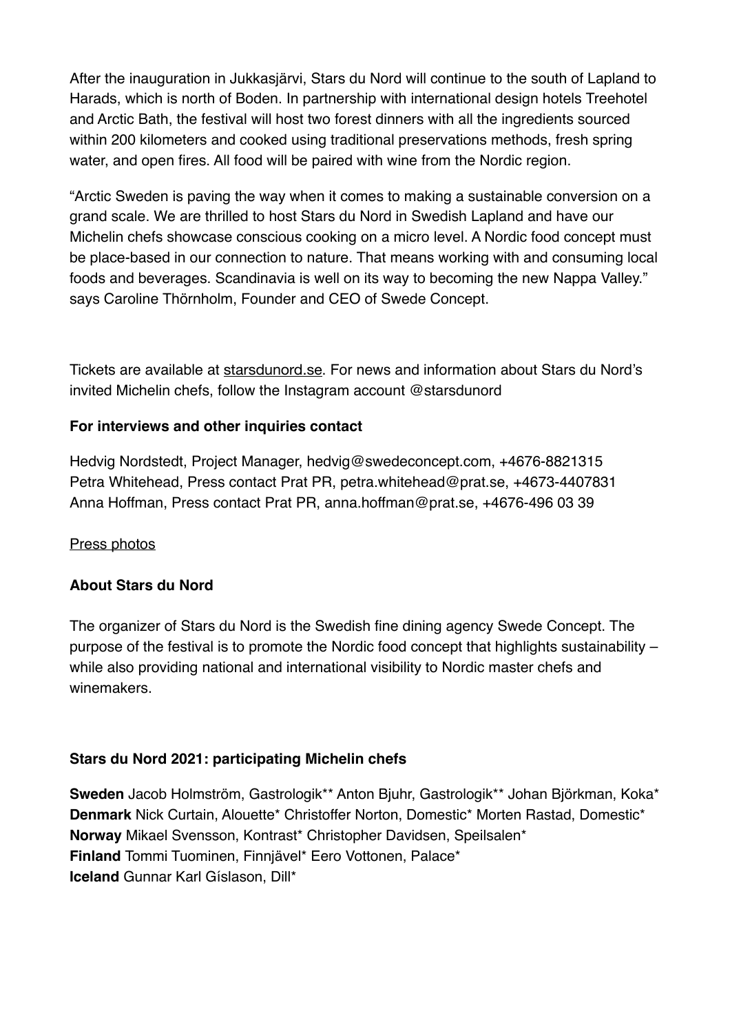After the inauguration in Jukkasjärvi, Stars du Nord will continue to the south of Lapland to Harads, which is north of Boden. In partnership with international design hotels Treehotel and Arctic Bath, the festival will host two forest dinners with all the ingredients sourced within 200 kilometers and cooked using traditional preservations methods, fresh spring water, and open fires. All food will be paired with wine from the Nordic region.

"Arctic Sweden is paving the way when it comes to making a sustainable conversion on a grand scale. We are thrilled to host Stars du Nord in Swedish Lapland and have our Michelin chefs showcase conscious cooking on a micro level. A Nordic food concept must be place-based in our connection to nature. That means working with and consuming local foods and beverages. Scandinavia is well on its way to becoming the new Nappa Valley." says Caroline Thörnholm, Founder and CEO of Swede Concept.

Tickets are available at starsdunord.se. For news and information about Stars du Nord's invited Michelin chefs, follow the Instagram account @starsdunord

**For interviews and other inquiries contact**

Hedvig Nordstedt, Project Manager, hedvig@swedeconcept.com, +4676-8821315
Petra Whitehead, Press contact Prat PR, petra.whitehead@prat.se, +4673-4407831
Anna Hoffman, Press contact Prat PR, anna.hoffman@prat.se, +4676-496 03 39

Press photos

**About Stars du Nord**

The organizer of Stars du Nord is the Swedish fine dining agency Swede Concept. The purpose of the festival is to promote the Nordic food concept that highlights sustainability – while also providing national and international visibility to Nordic master chefs and winemakers.

**Stars du Nord 2021: participating Michelin chefs**

**Sweden** Jacob Holmström, Gastrologik** Anton Bjuhr, Gastrologik** Johan Björkman, Koka*
**Denmark** Nick Curtain, Alouette* Christoffer Norton, Domestic* Morten Rastad, Domestic*
**Norway** Mikael Svensson, Kontrast* Christopher Davidsen, Speilsalen*
**Finland** Tommi Tuominen, Finnjävel* Eero Vottonen, Palace*
**Iceland** Gunnar Karl Gíslason, Dill*